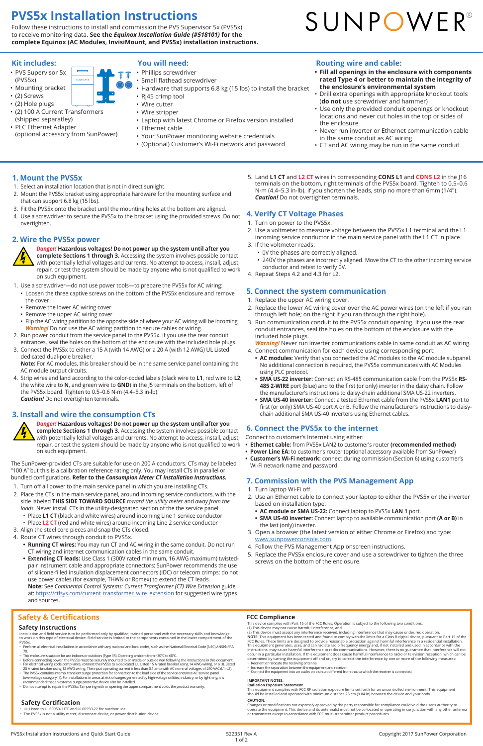# PVS5x Installation Instructions

SUNPOWER®

Follow these instructions to install and commission the PVS Supervisor 5x (PVS5x) to receive monitoring data. **See the *Equinox Installation Guide* (#518101) for the complete Equinox (AC Modules, InvisiMount, and PVS5x) installation instructions.**

## Kit includes:

- PVS Supervisor 5x (PVS5x)
- Mounting bracket
- (2) Screws
- (2) Hole plugs
- (2) 100 A Current Transformers (shipped separatley)
- PLC Ethernet Adapter (optional accessory from SunPower)

## You will need:

- Phillips screwdriver
- Small flathead screwdriver
- Hardware that supports 6.8 kg (15 lbs) to install the bracket
- RJ45 crimp tool
- Wire cutter
- Wire stripper
- Laptop with latest Chrome or Firefox version installed
- Ethernet cable
- Your SunPower monitoring website credentials
- (Optional) Customer's Wi-Fi network and password

## Routing wire and cable:

- **Fill all openings in the enclosure with components rated Type 4 or better to maintain the integrity of the enclosure's environmental system**
- Drill extra openings with appropriate knockout tools (**do not** use screwdriver and hammer)
- Use only the provided conduit openings or knockout locations and never cut holes in the top or sides of the enclosure
- Never run inverter or Ethernet communication cable in the same conduit as AC wiring
- CT and AC wiring may be run in the same conduit

## 1. Mount the PVS5x

1. Select an installation location that is not in direct sunlight.
2. Mount the PVS5x bracket using appropriate hardware for the mounting surface and that can support 6.8 kg (15 lbs).
3. Fit the PVS5x onto the bracket until the mounting holes at the bottom are aligned.
4. Use a screwdriver to secure the PVS5x to the bracket using the provided screws. Do not overtighten.

## 2. Wire the PVS5x power

***Danger!*** **Hazardous voltages! Do not power up the system until after you complete Sections 1 through 3.** Accessing the system involves possible contact with potentially lethal voltages and currents. No attempt to access, install, adjust, repair, or test the system should be made by anyone who is not qualified to work on such equipment.

1. Use a screwdriver—do not use power tools—to prepare the PVS5x for AC wiring:
   - Loosen the three captive screws on the bottom of the PVS5x enclosure and remove the cover
   - Remove the lower AC wiring cover
   - Remove the upper AC wiring cover
   - Flip the AC wiring partition to the opposite side of where your AC wiring will be incoming
   ***Warning!*** Do not use the AC wiring partition to secure cables or wiring.
2. Run power conduit from the service panel to the PVS5x. If you use the rear conduit entrances, seal the holes on the bottom of the enclosure with the included hole plugs.
3. Connect the PVS5x to either a 15 A (with 14 AWG) or a 20 A (with 12 AWG) UL Listed dedicated dual-pole breaker.
   **Note:** For AC modules, this breaker should be in the same service panel containing the AC module output circuits.
4. Strip wires and land according to the color-coded labels (black wire to **L1**, red wire to **L2**, the white wire to **N**, and green wire to **GND**) in the J5 terminals on the bottom, left of the PVS5x board. Tighten to 0.5–0.6 N-m (4.4–5.3 in-lb).
   ***Caution!*** Do not overtighten terminals.

## 3. Install and wire the consumption CTs

***Danger!*** **Hazardous voltages! Do not power up the system until after you complete Sections 1 through 3.** Accessing the system involves possible contact with potentially lethal voltages and currents. No attempt to access, install, adjust, repair, or test the system should be made by anyone who is not qualified to work on such equipment.

The SunPower-provided CTs are suitable for use on 200 A conductors. CTs may be labeled "100 A" but this is a calibration reference rating only. You may install CTs in parallel or bundled configurations. **Refer to the *Consumption Meter CT Installation Instructions.***

1. Turn off all power to the main service panel in which you are installing CTs.
2. Place the CTs in the main service panel, around incoming service conductors, with the side labeled **THIS SIDE TOWARD SOURCE** *toward the utility meter* and *away from the loads.* Never install CTs in the utility-designated section of the the service panel.
   - Place **L1 CT** (black and white wires) around incoming Line 1 service conductor
   - Place **L2 CT** (red and white wires) around incoming Line 2 service conductor
3. Align the steel core pieces and snap the CTs closed.
4. Route CT wires through conduit to PVS5x.
   - **Running CT wires:** You may run CT and AC wiring in the same conduit. Do not run CT wiring and internet communication cables in the same conduit.
   - **Extending CT leads:** Use Class 1 (300V rated minimum, 16 AWG maximum) twisted-pair instrument cable and appropriate connectors; SunPower recommends the use of silicone-filled insulation displacement connectors (IDC) or telecom crimps; do not use power cables (for example, THWN or Romex) to extend the CT leads.
   **Note:** See *Continental Control Systems: Current Transformer (CT) Wire Extension* guide at: https://ctlsys.com/current_transformer_wire_extension for suggested wire types and sources.
5. Land **L1 CT** and **L2 CT** wires in corresponding **CONS L1** and **CONS L2** in the J16 terminals on the bottom, right terminals of the PVS5x board. Tighten to 0.5–0.6 N-m (4.4–5.3 in-lb). If you shorten the leads, strip no more than 6mm (1/4").
   ***Caution!*** Do not overtighten terminals.

## 4. Verify CT Voltage Phases

1. Turn on power to the PVS5x.
2. Use a voltmeter to measure voltage between the PVS5x L1 terminal and the L1 incoming service conductor in the main service panel with the L1 CT in place.
3. If the voltmeter reads:
   - 0V the phases are correctly aligned.
   - 240V the phases are incorrectly aligned. Move the CT to the other incoming service conductor and retest to verify 0V.
4. Repeat Steps 4.2 and 4.3 for L2.

## 5. Connect the system communication

1. Replace the upper AC wiring cover.
2. Replace the lower AC wiring cover over the AC power wires (on the left if you ran through left hole; on the right if you ran through the right hole).
3. Run communication conduit to the PVS5x conduit opening. If you use the rear conduit entrances, seal the holes on the bottom of the enclosure with the included hole plugs.
   ***Warning!*** Never run inverter communications cable in same conduit as AC wiring.
4. Connect communication for each device using corresponding port:
   - **AC modules**: Verify that you connected the AC modules to the AC module subpanel. No additional connection is required, the PVS5x communicates with AC Modules using PLC protocol.
   - **SMA US-22 inverter:** Connect an RS-485 communication cable from the PVS5x **RS-485 2-WIRE** port (blue) and to the first (or only) inverter in the daisy chain. Follow the manufacturer's instructions to daisy-chain additional SMA US-22 inverters.
   - **SMA US-40 inverter:** Connect a tested Ethernet cable from the PVS5x **LAN1** port to first (or only) SMA US-40 port A or B. Follow the manufacturer's instructions to daisy-chain additional SMA US-40 inverters using Ethernet cables.

## 6. Connect the PVS5x to the internet

Connect to customer's Internet using either:

- **Ethernet cable:** from PVS5x LAN2 to customer's router **(recommended method)**
- **Power Line EA:** to customer's router (optional accessory available from SunPower)
- **Customer's Wi-Fi network:** connect during commission (Section 6) using customer's Wi-Fi network name and password

## 7. Commission with the PVS Management App

1. Turn laptop Wi-Fi off.
2. Use an Ethernet cable to connect your laptop to either the PVS5x or the inverter based on installation type:
   - **AC module or SMA US-22:** Connect laptop to PVS5x **LAN 1** port.
   - **SMA US-40 inverter:** Connect laptop to available communication port **(A or B)** in the last (only) inverter.
3. Open a browser (the latest version of either Chrome or Firefox) and type: www.sunpowerconsole.com.
4. Follow the PVS Management App onscreen instructions.
5. Replace the PVS5x enclosure cover and use a screwdriver to tighten the three screws on the bottom of the enclosure.

## Safety & Certifications

### Safety Instructions

Installation and field service is to be performed only by qualified, trained personnel with the necessary skills and knowledge to work on this type of electrical device. Field service is limited to the components contained in the lower compartment of the PVS5x.

- Perform all electrical installations in accordance with any national and local codes, such as the National Electrical Code (NEC) ANSI/NFPA 70.
- This enclosure is suitable for use indoors or outdoors (Type 3R). Operating ambient from –30°C to 60°C.
- Before connecting power, the PVS5x must be securely mounted to an inside or outside wall following the instructions in this document.
- For electrical wiring code compliance, connect the PVS5x to a dedicated UL Listed 15 A rated breaker using 14 AWG wiring, or a UL Listed 20 A rated breaker using 12 AWG wiring. The input operating current is less than 0.1 amp with AC nominal voltages of 240 VAC (L1–L2).
- The PVS5x contains internal transient surge protection for connection to the load side of the service entrance AC service panel (overvoltage category III). For installations in areas at risk of surges generated by high-voltage utilities, industry, or by lightning, it is recommended that an external surge protective device also be installed.
- Do not attempt to repair the PVS5x. Tampering with or opening the upper compartment voids the product warranty.

### Safety Certification

- UL Listed to UL60950-1 ITE and UL60950-22 for outdoor use.
- The PVS5x is not a utility meter, disconnect device, or power distribution device.

### FCC Compliance

This device complies with Part 15 of the FCC Rules. Operation is subject to the following two conditions:
(1) This device may not cause harmful interference, and
(2) This device must accept any interference received, including interference that may cause undesired operation.

**NOTE:** This equipment has been tested and found to comply with the limits for a Class B digital device, pursuant to Part 15 of the FCC Rules. These limits are designed to provide reasonable protection against harmful interference in a residential installation. This equipment generates, uses, and can radiate radio frequency energy and, if not installed and used in accordance with the instructions, may cause harmful interference to radio communications. However, there is no guarantee that interference will not occur in a particular installation. If this equipment does cause harmful interference to radio or television reception, which can be determined by turning the equipment off and on, try to correct the interference by one or more of the following measures:

- Reorient or relocate the receiving antenna.
- Increase the separation between the equipment and receiver.
- Connect the equipment into an outlet on a circuit different from that to which the receiver is connected.

**IMPORTANT NOTES:**

**Radiation Exposure Statement**

This equipment complies with FCC RF radiation exposure limits set forth for an uncontrolled environment. This equipment should be installed and operated with minimum distance 25 cm (9.84 in) between the device and your body.

**CAUTION:**

Changes or modifications not expressly approved by the party responsible for compliance could void the user's authority to operate the equipment. This device and its antenna(s) must not be co-located or operating in conjunction with any other antenna or transmitter except in accordance with FCC multi-transmitter product procedures.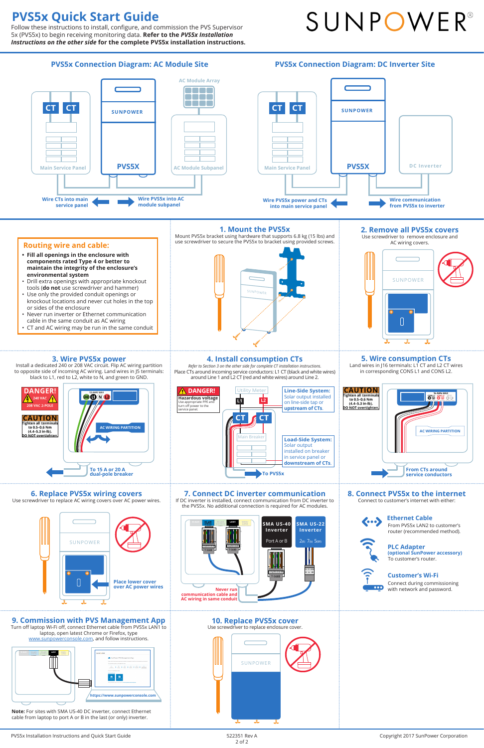# PVS5x Quick Start Guide

Follow these instructions to install, configure, and commission the PVS Supervisor 5x (PVS5x) to begin receiving monitoring data. **Refer to the *PVS5x Installation Instructions* on the other side for the complete PVS5x installation instructions.**

SUNPOWER

## PVS5x Connection Diagram: AC Module Site

CT CT
Main Service Panel
SUNPOWER
PVS5X
AC Module Array
AC Module Subpanel
Wire CTs into main service panel
Wire PVS5x into AC module subpanel

## PVS5x Connection Diagram: DC Inverter Site

CT CT
Main Service Panel
SUNPOWER
PVS5X
DC Inverter
Wire PVS5x power and CTs into main service panel
Wire communication from PVS5x to inverter

## Routing wire and cable:

- **Fill all openings in the enclosure with components rated Type 4 or better to maintain the integrity of the enclosure's environmental system**
- Drill extra openings with appropriate knockout tools (**do not** use screwdriver and hammer)
- Use only the provided conduit openings or knockout locations and never cut holes in the top or sides of the enclosure
- Never run inverter or Ethernet communication cable in the same conduit as AC wiring
- CT and AC wiring may be run in the same conduit

## 1. Mount the PVS5x

Mount PVS5x bracket using hardware that supports 6.8 kg (15 lbs) and use screwdriver to secure the PVS5x to bracket using provided screws.

## 2. Remove all PVS5x covers

Use screwdriver to remove enclosure and AC wiring covers.

## 3. Wire PVS5x power

Install a dedicated 240 or 208 VAC circuit. Flip AC wiring partition to opposite side of incoming AC wiring. Land wires in J5 terminals: black to L1, red to L2, white to N, and green to GND.

DANGER! 240 VAC 208 VAC 2-POLE

CAUTION Tighten all terminals to 0.5–0.6 Nm (4.4–5.3 in-lb). DO NOT overtighten.

12 AWG MAX
GND L1 N L2
AC WIRING PARTITION
To 15 A or 20 A dual-pole breaker

## 4. Install consumption CTs

*Refer to Section 3 on the other side for complete CT installation instructions.*

Place CTs around incoming service conductors: L1 CT (black and white wires) around Line 1 and L2 CT (red and white wires) around Line 2.

DANGER! Hazardous voltage. Use appropriate PPE and turn off power to the service panel.

Utility Meter
L1 L2
CT CT
Main Breaker
To PVS5x

**Line-Side System:** Solar output installed on line-side tap or **upstream of CTs**.

**Load-Side System:** Solar output installed on breaker in service panel or **downstream of CTs**.

## 5. Wire consumption CTs

Land wires in J16 terminals: L1 CT and L2 CT wires in corresponding CONS L1 and CONS L2.

CAUTION Tighten all terminals to 0.5–0.6 Nm (4.4–5.3 in-lb). DO NOT overtighten.

AC WIRING PARTITION
From CTs around service conductors

## 6. Replace PVS5x wiring covers

Use screwdriver to replace AC wiring covers over AC power wires.

Place lower cover over AC power wires

## 7. Connect DC inverter communication

If DC inverter is installed, connect communication from DC inverter to the PVS5x. No additional connection is required for AC modules.

SMA US-40 Inverter — Port A or B
SMA US-22 Inverter — 2(B) 7(A) 5(GND)

Never run communication cable and AC wiring in same conduit

## 8. Connect PVS5x to the internet

Connect to customer's internet with either:

**Ethernet Cable**
From PVS5x LAN2 to customer's router (recommended method).

**PLC Adapter**
**(optional SunPower accessory)**
To customer's router.

**Customer's Wi-Fi**
Connect during commissioning with network and password.

## 9. Commission with PVS Management App

Turn off laptop Wi-Fi off, connect Ethernet cable from PVS5x LAN1 to laptop, open latest Chrome or Firefox, type www.sunpowerconsole.com, and follow instructions.

https://www.sunpowerconsole.com

**Note:** For sites with SMA US-40 DC inverter, connect Ethernet cable from laptop to port A or B in the last (or only) inverter.

## 10. Replace PVS5x cover

Use screwdriver to replace enclosure cover.

PVS5x Installation Instructions and Quick Start Guide — 522351 Rev A — Copyright 2017 SunPower Corporation